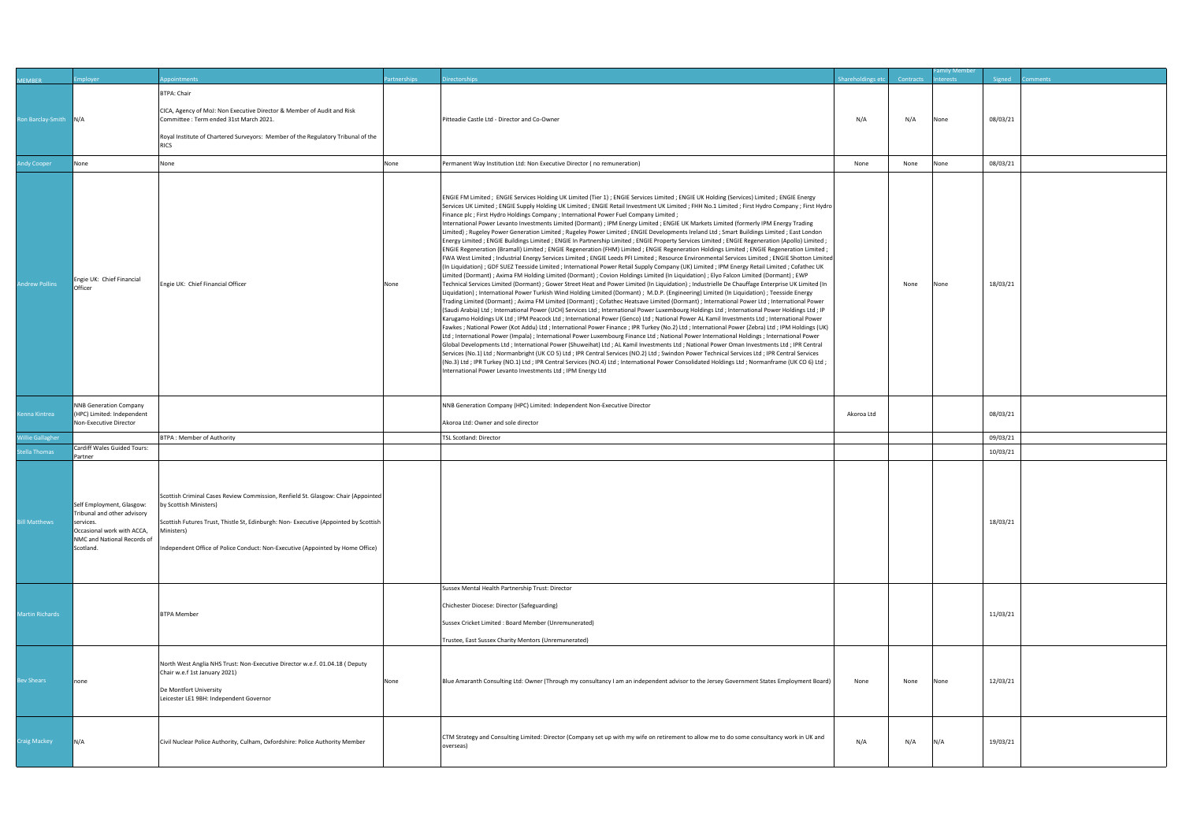| MEMBER | Employer | Appointments | Partnerships | Directorships | Shareholdings etc | Contracts | Family Member Interests | Signed | Comments |
|---|---|---|---|---|---|---|---|---|---|
| Ron Barclay-Smith | N/A | BTPA: Chair<br><br>CICA, Agency of MoJ: Non Executive Director & Member of Audit and Risk Committee : Term ended 31st March 2021.<br><br>Royal Institute of Chartered Surveyors: Member of the Regulatory Tribunal of the RICS | | Pitteadie Castle Ltd - Director and Co-Owner | N/A | N/A | None | 08/03/21 | |
| Andy Cooper | None | None | None | Permanent Way Institution Ltd: Non Executive Director ( no remuneration) | None | None | None | 08/03/21 | |
| Andrew Pollins | Engie UK: Chief Financial Officer | Engie UK: Chief Financial Officer | None | ENGIE FM Limited ; ENGIE Services Holding UK Limited (Tier 1) ; ENGIE Services Limited ; ENGIE UK Holding (Services) Limited ; ENGIE Energy Services UK Limited ; ENGIE Supply Holding UK Limited ; ENGIE Retail Investment UK Limited ; FHH No.1 Limited ; First Hydro Company ; First Hydro Finance plc ; First Hydro Holdings Company ; International Power Fuel Company Limited ; International Power Levanto Investments Limited (Dormant) ; IPM Energy Limited ; ENGIE UK Markets Limited (formerly IPM Energy Trading Limited) ; Rugeley Power Generation Limited ; Rugeley Power Limited ; ENGIE Developments Ireland Ltd ; Smart Buildings Limited ; East London Energy Limited ; ENGIE Buildings Limited ; ENGIE In Partnership Limited ; ENGIE Property Services Limited ; ENGIE Regeneration (Apollo) Limited ; ENGIE Regeneration (Bramall) Limited ; ENGIE Regeneration (FHM) Limited ; ENGIE Regeneration Holdings Limited ; ENGIE Regeneration Limited ; FWA West Limited ; Industrial Energy Services Limited ; ENGIE Leeds PFI Limited ; Resource Environmental Services Limited ; ENGIE Shotton Limited (In Liquidation) ; GDF SUEZ Teesside Limited ; International Power Retail Supply Company (UK) Limited ; IPM Energy Retail Limited ; Cofathec UK Limited (Dormant) ; Axima FM Holding Limited (Dormant) ; Covion Holdings Limited (In Liquidation) ; Elyo Falcon Limited (Dormant) ; EWP Technical Services Limited (Dormant) ; Gower Street Heat and Power Limited (In Liquidation) ; Industrielle De Chauffage Enterprise UK Limited (In Liquidation) ; International Power Turkish Wind Holding Limited (Dormant) ; M.D.P. (Engineering) Limited (In Liquidation) ; Teesside Energy Trading Limited (Dormant) ; Axima FM Limited (Dormant) ; Cofathec Heatsave Limited (Dormant) ; International Power Ltd ; International Power (Saudi Arabia) Ltd ; International Power (UCH) Services Ltd ; International Power Luxembourg Holdings Ltd ; International Power Holdings Ltd ; IP Karugamo Holdings UK Ltd ; IPM Peacock Ltd ; International Power (Genco) Ltd ; National Power AL Kamil Investments Ltd ; International Power Fawkes ; National Power (Kot Addu) Ltd ; International Power Finance ; IPR Turkey (No.2) Ltd ; International Power (Zebra) Ltd ; IPM Holdings (UK) Ltd ; International Power (Impala) ; International Power Luxembourg Finance Ltd ; National Power International Holdings ; International Power Global Developments Ltd ; International Power (Shuweihat) Ltd ; AL Kamil Investments Ltd ; National Power Oman Investments Ltd ; IPR Central Services (No.1) Ltd ; Normanbright (UK CO 5) Ltd ; IPR Central Services (NO.2) Ltd ; Swindon Power Technical Services Ltd ; IPR Central Services (No.3) Ltd ; IPR Turkey (NO.1) Ltd ; IPR Central Services (NO.4) Ltd ; International Power Consolidated Holdings Ltd ; Normanframe (UK CO 6) Ltd ; International Power Levanto Investments Ltd ; IPM Energy Ltd | | None | None | 18/03/21 | |
| Kenna Kintrea | NNB Generation Company (HPC) Limited: Independent Non-Executive Director | | | NNB Generation Company (HPC) Limited: Independent Non-Executive Director<br><br>Akoroa Ltd: Owner and sole director | Akoroa Ltd | | | 08/03/21 | |
| Willie Gallagher | | BTPA : Member of Authority | | TSL Scotland: Director | | | | 09/03/21 | |
| Stella Thomas | Cardiff Wales Guided Tours: Partner | | | | | | | 10/03/21 | |
| Bill Matthews | Self Employment, Glasgow: Tribunal and other advisory services.<br>Occasional work with ACCA, NMC and National Records of Scotland. | Scottish Criminal Cases Review Commission, Renfield St. Glasgow: Chair (Appointed by Scottish Ministers)<br><br>Scottish Futures Trust, Thistle St, Edinburgh: Non- Executive (Appointed by Scottish Ministers)<br><br>Independent Office of Police Conduct: Non-Executive (Appointed by Home Office) | | | | | | 18/03/21 | |
| Martin Richards | | BTPA Member | | Sussex Mental Health Partnership Trust: Director<br><br>Chichester Diocese: Director (Safeguarding)<br><br>Sussex Cricket Limited : Board Member (Unremunerated)<br><br>Trustee, East Sussex Charity Mentors (Unremunerated) | | | | 11/03/21 | |
| Bev Shears | none | North West Anglia NHS Trust: Non-Executive Director w.e.f. 01.04.18 ( Deputy Chair w.e.f 1st January 2021)<br><br>De Montfort University<br>Leicester LE1 9BH: Independent Governor | None | Blue Amaranth Consulting Ltd: Owner (Through my consultancy I am an independent advisor to the Jersey Government States Employment Board) | None | None | None | 12/03/21 | |
| Craig Mackey | N/A | Civil Nuclear Police Authority, Culham, Oxfordshire: Police Authority Member | | CTM Strategy and Consulting Limited: Director (Company set up with my wife on retirement to allow me to do some consultancy work in UK and overseas) | N/A | N/A | N/A | 19/03/21 | |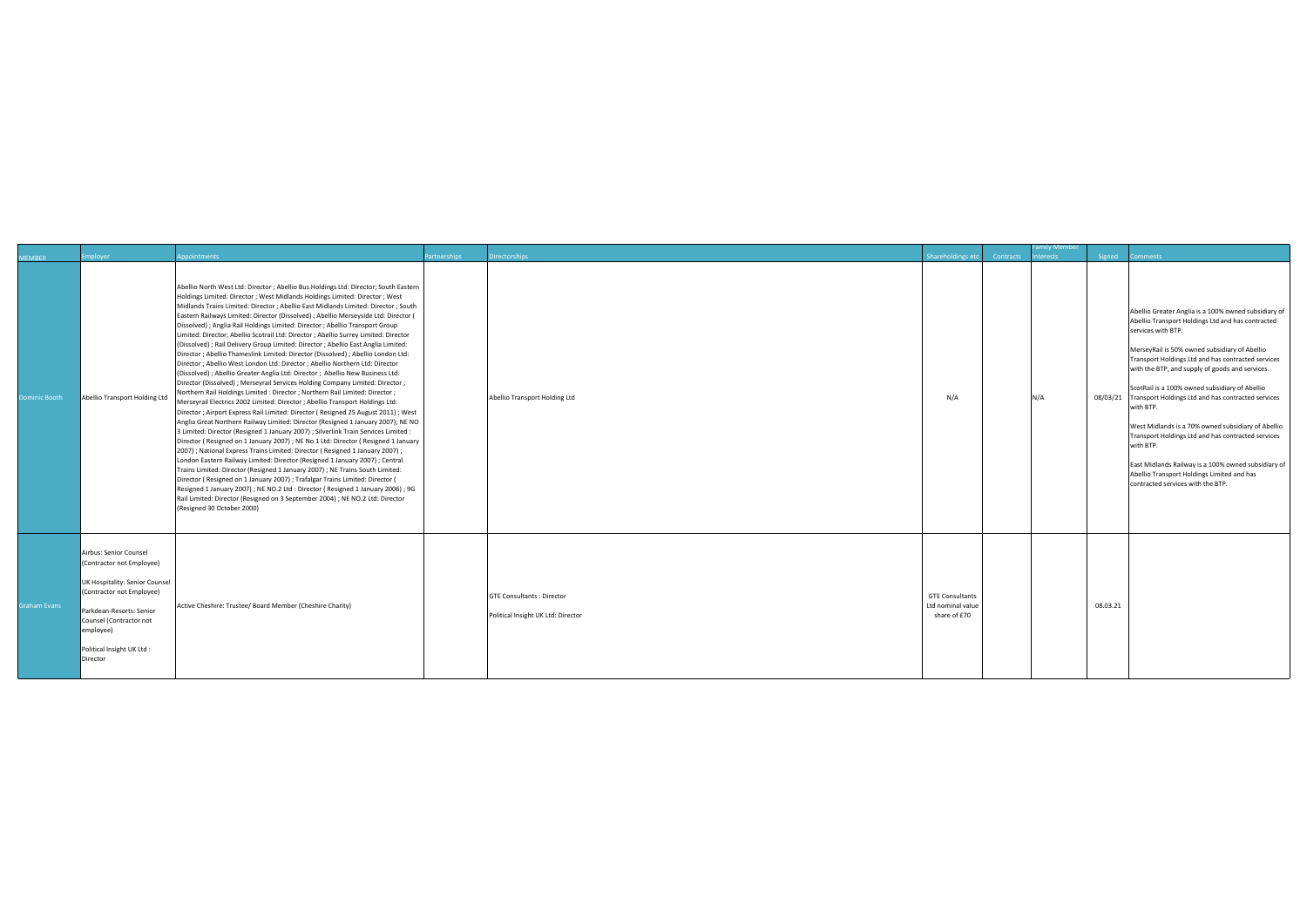| MEMBER | Employer | Appointments | Partnerships | Directorships | Shareholdings etc | Contracts | Family Member interests | Signed | Comments |
|---|---|---|---|---|---|---|---|---|---|
| Dominic Booth | Abellio Transport Holding Ltd | Abellio North West Ltd: Director ; Abellio Bus Holdings Ltd: Director; South Eastern Holdings Limited: Director ; West Midlands Holdings Limited: Director ; West Midlands Trains Limited: Director ; Abellio East Midlands Limited: Director ; South Eastern Railways Limited: Director (Dissolved) ; Abellio Merseyside Ltd: Director ( Dissolved) ; Anglia Rail Holdings Limited: Director ; Abellio Transport Group Limited: Director; Abellio Scotrail Ltd: Director ; Abellio Surrey Limited: Director (Dissolved) ; Rail Delivery Group Limited: Director ; Abellio East Anglia Limited: Director ; Abellio Thameslink Limited: Director (Dissolved) ; Abellio London Ltd: Director ; Abellio West London Ltd: Director ; Abellio Northern Ltd: Director (Dissolved) ; Abellio Greater Anglia Ltd: Director ; Abellio New Business Ltd: Director (Dissolved) ; Merseyrail Services Holding Company Limited: Director ; Northern Rail Holdings Limited : Director ; Northern Rail Limited: Director ; Merseyrail Electrics 2002 Limited: Director ; Abellio Transport Holdings Ltd: Director ; Airport Express Rail Limited: Director ( Resigned 25 August 2011) ; West Anglia Great Northern Railway Limited: Director (Resigned 1 January 2007); NE NO 3 Limited: Director (Resigned 1 January 2007) ; Silverlink Train Services Limited : Director ( Resigned on 1 January 2007) ; NE No 1 Ltd: Director ( Resigned 1 January 2007) ; National Express Trains Limited: Director ( Resigned 1 January 2007) ; London Eastern Railway Limited: Director (Resigned 1 January 2007) ; Central Trains Limited: Director (Resigned 1 January 2007) ; NE Trains South Limited: Director ( Resigned on 1 January 2007) ; Trafalgar Trains Limited: Director ( Resigned 1 January 2007) ; NE NO.2 Ltd : Director ( Resigned 1 January 2006) ; 9G Rail Limited: Director (Resigned on 3 September 2004) ; NE NO.2 Ltd: Director (Resigned 30 October 2000) | | Abellio Transport Holding Ltd | N/A | | N/A | 08/03/21 | Abellio Greater Anglia is a 100% owned subsidiary of Abellio Transport Holdings Ltd and has contracted services with BTP.<br><br>MerseyRail is 50% owned subsidiary of Abellio Transport Holdings Ltd and has contracted services with the BTP, and supply of goods and services.<br><br>ScotRail is a 100% owned subsidiary of Abellio Transport Holdings Ltd and has contracted services with BTP.<br><br>West Midlands is a 70% owned subsidiary of Abellio Transport Holdings Ltd and has contracted services with BTP.<br><br>East Midlands Railway is a 100% owned subsidiary of Abellio Transport Holdings Limited and has contracted services with the BTP. |
| Graham Evans | Airbus: Senior Counsel (Contractor not Employee)<br><br>UK Hospitality: Senior Counsel (Contractor not Employee)<br><br>Parkdean-Resorts: Senior Counsel (Contractor not employee)<br><br>Political Insight UK Ltd : Director | Active Cheshire: Trustee/ Board Member (Cheshire Charity) | | GTE Consultants : Director<br><br>Political Insight UK Ltd: Director | GTE Consultants Ltd nominal value share of £70 | | | 08.03.21 | |